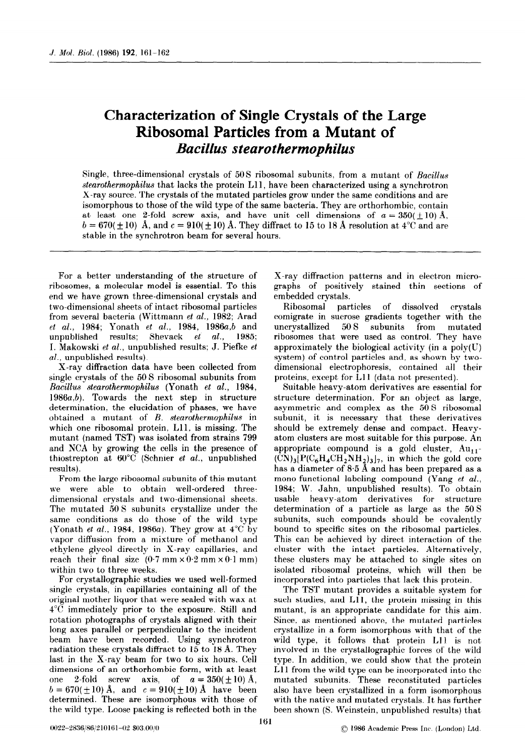# Characterization of Single Crystals of the Large Ribosomal Particles from a Mutant of *Bacillus stearothermophilus*

Single, three-dimensional crystals of 50 S ribosomal subunits, from a mutant of *Bacillus stearothermophilus* that lacks the protein L11, have been characterized using a synchrotron X-ray source. The crystals of the mutated particles grow under the same conditions and are isomorphous to those of the wild type of the same bacteria. They are orthorhombic, contain at least one 2-fold screw axis, and have unit cell dimensions of $a = 350(\pm 10)$ Å, $b = 670(\pm 10)$ Å, and $c = 910(\pm 10)$ Å. They diffract to 15 to 18 Å resolution at 4°C and are stable in the synchrotron beam for several hours.

---

For a better understanding of the structure of ribosomes, a molecular model is essential. To this end we have grown three-dimensional crystals and two-dimensional sheets of intact ribosomal particles from several bacteria (Wittmann *et al.*, 1982; Arad *et al.*, 1984; Yonath *et al.*, 1984, 1986*a*,*b* and unpublished results; Shevack *et al.*, 1985; I. Makowski *et al.*, unpublished results; J. Piefke *et al.*, unpublished results).

X-ray diffraction data have been collected from single crystals of the 50 S ribosomal subunits from *Bacillus stearothermophilus* (Yonath *et al.*, 1984, 1986*a*,*b*). Towards the next step in structure determination, the elucidation of phases, we have obtained a mutant of *B. stearothermophilus* in which one ribosomal protein, L11, is missing. The mutant (named TST) was isolated from strains 799 and NCA by growing the cells in the presence of thiostrepton at 60°C (Schnier *et al.*, unpublished results).

From the large ribosomal subunits of this mutant we were able to obtain well-ordered three-dimensional crystals and two-dimensional sheets. The mutated 50 S subunits crystallize under the same conditions as do those of the wild type (Yonath *et al.*, 1984, 1986*a*). They grow at 4°C by vapor diffusion from a mixture of methanol and ethylene glycol directly in X-ray capillaries, and reach their final size (0·7 mm × 0·2 mm × 0·1 mm) within two to three weeks.

For crystallographic studies we used well-formed single crystals, in capillaries containing all of the original mother liquor that were sealed with wax at 4°C immediately prior to the exposure. Still and rotation photographs of crystals aligned with their long axes parallel or perpendicular to the incident beam have been recorded. Using synchrotron radiation these crystals diffract to 15 to 18 Å. They last in the X-ray beam for two to six hours. Cell dimensions of an orthorhombic form, with at least one 2-fold screw axis, of $a = 350(\pm 10)$ Å, $b = 670(\pm 10)$ Å, and $c = 910(\pm 10)$ Å have been determined. These are isomorphous with those of the wild type. Loose packing is reflected both in the X-ray diffraction patterns and in electron micrographs of positively stained thin sections of embedded crystals.

Ribosomal particles of dissolved crystals comigrate in sucrose gradients together with the uncrystallized 50 S subunits from mutated ribosomes that were used as control. They have approximately the biological activity (in a poly(U) system) of control particles and, as shown by two-dimensional electrophoresis, contained all their proteins, except for L11 (data not presented).

Suitable heavy-atom derivatives are essential for structure determination. For an object as large, asymmetric and complex as the 50 S ribosomal subunit, it is necessary that these derivatives should be extremely dense and compact. Heavy-atom clusters are most suitable for this purpose. An appropriate compound is a gold cluster, $Au_{11}(CN)_3[P(C_6H_4CH_2NH_2)_3]_7$, in which the gold core has a diameter of 8·5 Å and has been prepared as a mono functional labeling compound (Yang *et al.*, 1984; W. Jahn, unpublished results). To obtain usable heavy-atom derivatives for structure determination of a particle as large as the 50 S subunits, such compounds should be covalently bound to specific sites on the ribosomal particles. This can be achieved by direct interaction of the cluster with the intact particles. Alternatively, these clusters may be attached to single sites on isolated ribosomal proteins, which will then be incorporated into particles that lack this protein.

The TST mutant provides a suitable system for such studies, and L11, the protein missing in this mutant, is an appropriate candidate for this aim. Since, as mentioned above, the mutated particles crystallize in a form isomorphous with that of the wild type, it follows that protein L11 is not involved in the crystallographic forces of the wild type. In addition, we could show that the protein L11 from the wild type can be incorporated into the mutated subunits. These reconstituted particles also have been crystallized in a form isomorphous with the native and mutated crystals. It has further been shown (S. Weinstein, unpublished results) that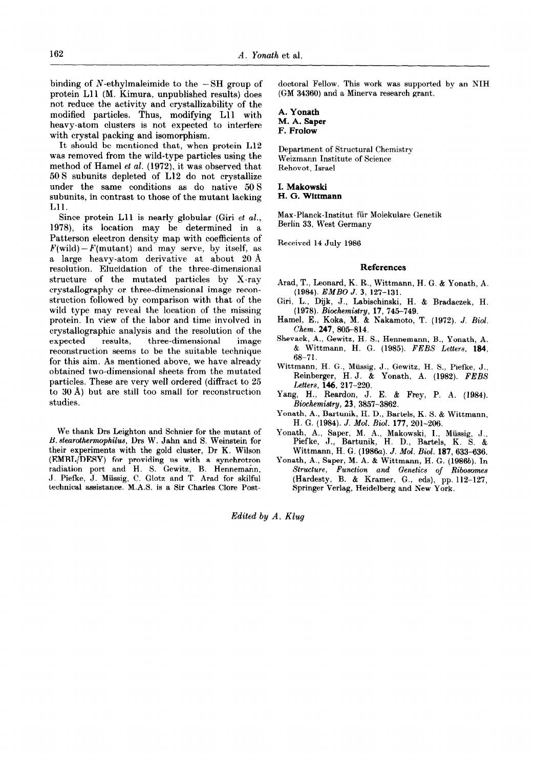binding of *N*-ethylmaleimide to the $-$SH group of protein L11 (M. Kimura, unpublished results) does not reduce the activity and crystallizability of the modified particles. Thus, modifying L11 with heavy-atom clusters is not expected to interfere with crystal packing and isomorphism.

It should be mentioned that, when protein L12 was removed from the wild-type particles using the method of Hamel *et al.* (1972), it was observed that 50 S subunits depleted of L12 do not crystallize under the same conditions as do native 50 S subunits, in contrast to those of the mutant lacking L11.

Since protein L11 is nearly globular (Giri *et al.*, 1978), its location may be determined in a Patterson electron density map with coefficients of $F(\text{wild}) - F(\text{mutant})$ and may serve, by itself, as a large heavy-atom derivative at about 20 Å resolution. Elucidation of the three-dimensional structure of the mutated particles by X-ray crystallography or three-dimensional image reconstruction followed by comparison with that of the wild type may reveal the location of the missing protein. In view of the labor and time involved in crystallographic analysis and the resolution of the expected results, three-dimensional image reconstruction seems to be the suitable technique for this aim. As mentioned above, we have already obtained two-dimensional sheets from the mutated particles. These are very well ordered (diffract to 25 to 30 Å) but are still too small for reconstruction studies.

We thank Drs Leighton and Schnier for the mutant of *B. stearothermophilus*, Drs W. Jahn and S. Weinstein for their experiments with the gold cluster, Dr K. Wilson (EMBL/DESY) for providing us with a synchrotron radiation port and H. S. Gewitz, B. Hennemann, J. Piefke, J. Müssig, C. Glotz and T. Arad for skilful technical assistance. M.A.S. is a Sir Charles Clore Post-doctoral Fellow. This work was supported by an NIH (GM 34360) and a Minerva research grant.

**A. Yonath**
**M. A. Saper**
**F. Frolow**

Department of Structural Chemistry
Weizmann Institute of Science
Rehovot, Israel

**I. Makowski**
**H. G. Wittmann**

Max-Planck-Institut für Molekulare Genetik
Berlin 33, West Germany

Received 14 July 1986

## References

Arad, T., Leonard, K. R., Wittmann, H. G. & Yonath, A. (1984). *EMBO J.* **3**, 127–131.

Giri, L., Dijk, J., Labischinski, H. & Bradaczek, H. (1978). *Biochemistry*, **17**, 745–749.

Hamel, E., Koka, M. & Nakamoto, T. (1972). *J. Biol. Chem.* **247**, 805–814.

Shevack, A., Gewitz, H. S., Hennemann, B., Yonath, A. & Wittmann, H. G. (1985). *FEBS Letters*, **184**, 68–71.

Wittmann, H. G., Müssig, J., Gewitz, H. S., Piefke, J., Reinberger, H. J. & Yonath, A. (1982). *FEBS Letters*, **146**, 217–220.

Yang, H., Reardon, J. E. & Frey, P. A. (1984). *Biochemistry*, **23**, 3857–3862.

Yonath, A., Bartunik, H. D., Bartels, K. S. & Wittmann, H. G. (1984). *J. Mol. Biol.* **177**, 201–206.

Yonath, A., Saper, M. A., Makowski, I., Müssig, J., Piefke, J., Bartunik, H. D., Bartels, K. S. & Wittmann, H. G. (1986*a*). *J. Mol. Biol.* **187**, 633–636.

Yonath, A., Saper, M. A. & Wittmann, H. G. (1986*b*). In *Structure, Function and Genetics of Ribosomes* (Hardesty, B. & Kramer, G., eds), pp. 112–127, Springer Verlag, Heidelberg and New York.

*Edited by A. Klug*